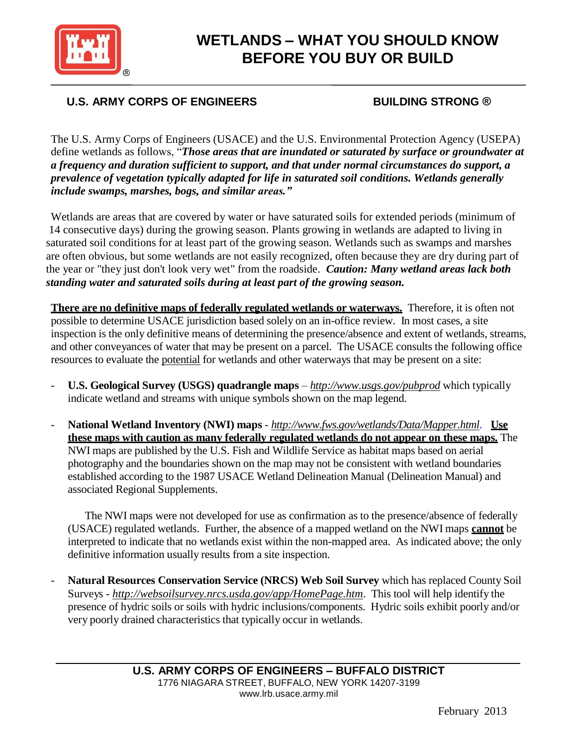# WETLANDS – WHAT YOU SHOULD KNOW BEFORE YOU BUY OR BUILD

**U.S. ARMY CORPS OF ENGINEERS** **BUILDING STRONG ®**

The U.S. Army Corps of Engineers (USACE) and the U.S. Environmental Protection Agency (USEPA) define wetlands as follows, "***Those areas that are inundated or saturated by surface or groundwater at a frequency and duration sufficient to support, and that under normal circumstances do support, a prevalence of vegetation typically adapted for life in saturated soil conditions. Wetlands generally include swamps, marshes, bogs, and similar areas.***"

Wetlands are areas that are covered by water or have saturated soils for extended periods (minimum of 14 consecutive days) during the growing season. Plants growing in wetlands are adapted to living in saturated soil conditions for at least part of the growing season. Wetlands such as swamps and marshes are often obvious, but some wetlands are not easily recognized, often because they are dry during part of the year or "they just don't look very wet" from the roadside. ***Caution: Many wetland areas lack both standing water and saturated soils during at least part of the growing season.***

**There are no definitive maps of federally regulated wetlands or waterways.** Therefore, it is often not possible to determine USACE jurisdiction based solely on an in-office review. In most cases, a site inspection is the only definitive means of determining the presence/absence and extent of wetlands, streams, and other conveyances of water that may be present on a parcel. The USACE consults the following office resources to evaluate the potential for wetlands and other waterways that may be present on a site:

- **U.S. Geological Survey (USGS) quadrangle maps** – *http://www.usgs.gov/pubprod* which typically indicate wetland and streams with unique symbols shown on the map legend.

- **National Wetland Inventory (NWI) maps** - *http://www.fws.gov/wetlands/Data/Mapper.html*. **Use these maps with caution as many federally regulated wetlands do not appear on these maps.** The NWI maps are published by the U.S. Fish and Wildlife Service as habitat maps based on aerial photography and the boundaries shown on the map may not be consistent with wetland boundaries established according to the 1987 USACE Wetland Delineation Manual (Delineation Manual) and associated Regional Supplements.

  The NWI maps were not developed for use as confirmation as to the presence/absence of federally (USACE) regulated wetlands. Further, the absence of a mapped wetland on the NWI maps **cannot** be interpreted to indicate that no wetlands exist within the non-mapped area. As indicated above; the only definitive information usually results from a site inspection.

- **Natural Resources Conservation Service (NRCS) Web Soil Survey** which has replaced County Soil Surveys - *http://websoilsurvey.nrcs.usda.gov/app/HomePage.htm*. This tool will help identify the presence of hydric soils or soils with hydric inclusions/components. Hydric soils exhibit poorly and/or very poorly drained characteristics that typically occur in wetlands.

**U.S. ARMY CORPS OF ENGINEERS – BUFFALO DISTRICT**
1776 NIAGARA STREET, BUFFALO, NEW YORK 14207-3199
www.lrb.usace.army.mil

February 2013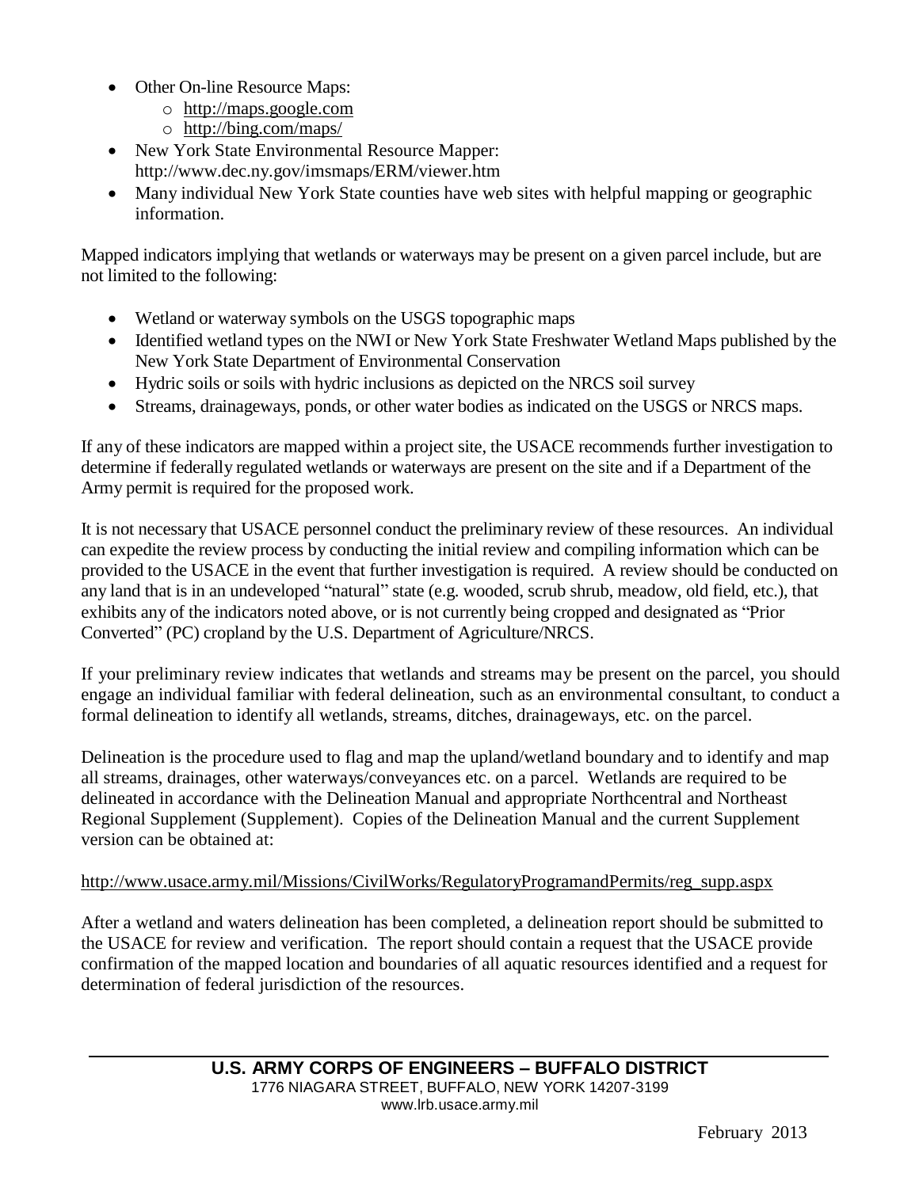- Other On-line Resource Maps:
  - http://maps.google.com
  - http://bing.com/maps/
- New York State Environmental Resource Mapper: http://www.dec.ny.gov/imsmaps/ERM/viewer.htm
- Many individual New York State counties have web sites with helpful mapping or geographic information.

Mapped indicators implying that wetlands or waterways may be present on a given parcel include, but are not limited to the following:

- Wetland or waterway symbols on the USGS topographic maps
- Identified wetland types on the NWI or New York State Freshwater Wetland Maps published by the New York State Department of Environmental Conservation
- Hydric soils or soils with hydric inclusions as depicted on the NRCS soil survey
- Streams, drainageways, ponds, or other water bodies as indicated on the USGS or NRCS maps.

If any of these indicators are mapped within a project site, the USACE recommends further investigation to determine if federally regulated wetlands or waterways are present on the site and if a Department of the Army permit is required for the proposed work.

It is not necessary that USACE personnel conduct the preliminary review of these resources. An individual can expedite the review process by conducting the initial review and compiling information which can be provided to the USACE in the event that further investigation is required. A review should be conducted on any land that is in an undeveloped "natural" state (e.g. wooded, scrub shrub, meadow, old field, etc.), that exhibits any of the indicators noted above, or is not currently being cropped and designated as "Prior Converted" (PC) cropland by the U.S. Department of Agriculture/NRCS.

If your preliminary review indicates that wetlands and streams may be present on the parcel, you should engage an individual familiar with federal delineation, such as an environmental consultant, to conduct a formal delineation to identify all wetlands, streams, ditches, drainageways, etc. on the parcel.

Delineation is the procedure used to flag and map the upland/wetland boundary and to identify and map all streams, drainages, other waterways/conveyances etc. on a parcel. Wetlands are required to be delineated in accordance with the Delineation Manual and appropriate Northcentral and Northeast Regional Supplement (Supplement). Copies of the Delineation Manual and the current Supplement version can be obtained at:

http://www.usace.army.mil/Missions/CivilWorks/RegulatoryProgramandPermits/reg_supp.aspx

After a wetland and waters delineation has been completed, a delineation report should be submitted to the USACE for review and verification. The report should contain a request that the USACE provide confirmation of the mapped location and boundaries of all aquatic resources identified and a request for determination of federal jurisdiction of the resources.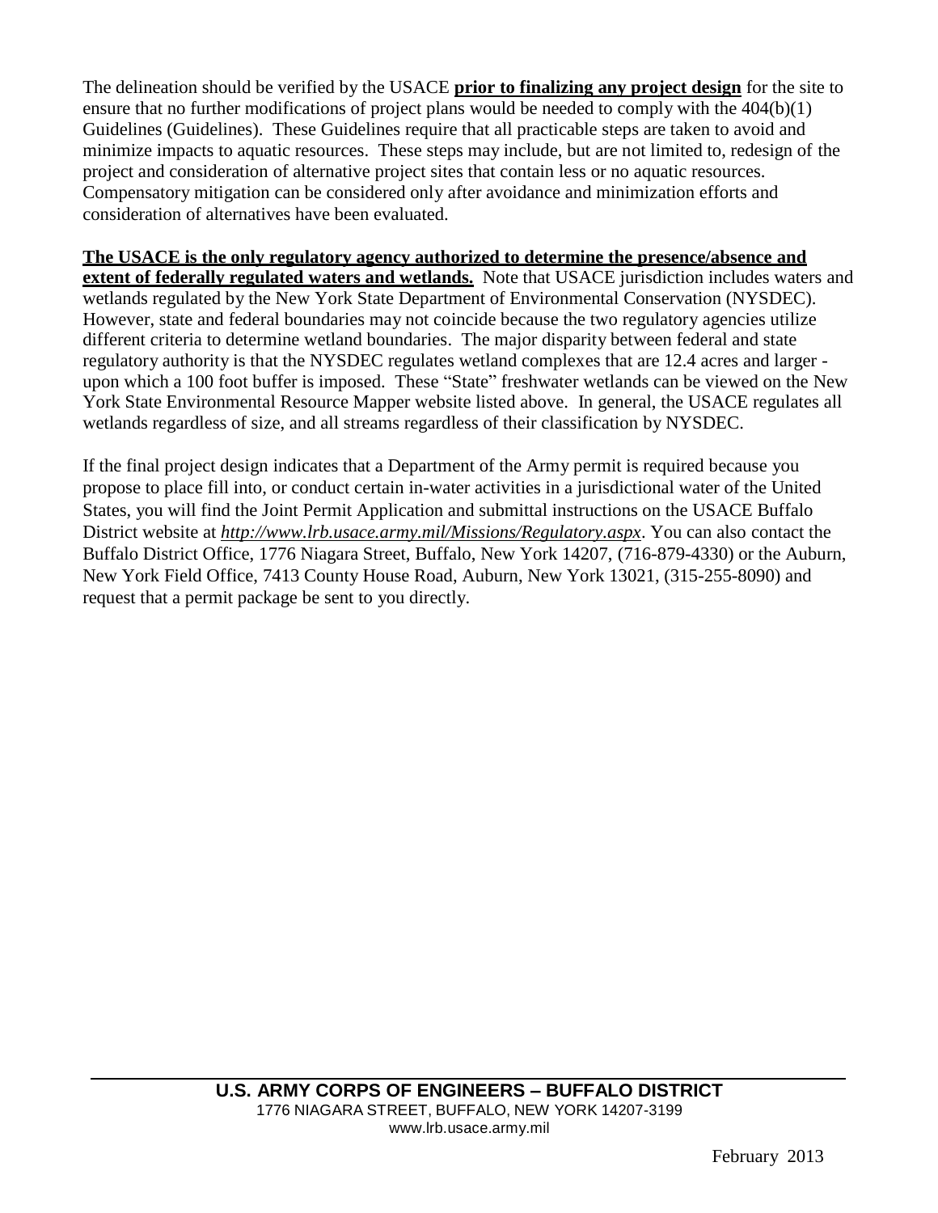The delineation should be verified by the USACE **prior to finalizing any project design** for the site to ensure that no further modifications of project plans would be needed to comply with the 404(b)(1) Guidelines (Guidelines). These Guidelines require that all practicable steps are taken to avoid and minimize impacts to aquatic resources. These steps may include, but are not limited to, redesign of the project and consideration of alternative project sites that contain less or no aquatic resources. Compensatory mitigation can be considered only after avoidance and minimization efforts and consideration of alternatives have been evaluated.

**The USACE is the only regulatory agency authorized to determine the presence/absence and extent of federally regulated waters and wetlands.** Note that USACE jurisdiction includes waters and wetlands regulated by the New York State Department of Environmental Conservation (NYSDEC). However, state and federal boundaries may not coincide because the two regulatory agencies utilize different criteria to determine wetland boundaries. The major disparity between federal and state regulatory authority is that the NYSDEC regulates wetland complexes that are 12.4 acres and larger - upon which a 100 foot buffer is imposed. These "State" freshwater wetlands can be viewed on the New York State Environmental Resource Mapper website listed above. In general, the USACE regulates all wetlands regardless of size, and all streams regardless of their classification by NYSDEC.

If the final project design indicates that a Department of the Army permit is required because you propose to place fill into, or conduct certain in-water activities in a jurisdictional water of the United States, you will find the Joint Permit Application and submittal instructions on the USACE Buffalo District website at *http://www.lrb.usace.army.mil/Missions/Regulatory.aspx*. You can also contact the Buffalo District Office, 1776 Niagara Street, Buffalo, New York 14207, (716-879-4330) or the Auburn, New York Field Office, 7413 County House Road, Auburn, New York 13021, (315-255-8090) and request that a permit package be sent to you directly.

**U.S. ARMY CORPS OF ENGINEERS – BUFFALO DISTRICT**
1776 NIAGARA STREET, BUFFALO, NEW YORK 14207-3199
www.lrb.usace.army.mil

February 2013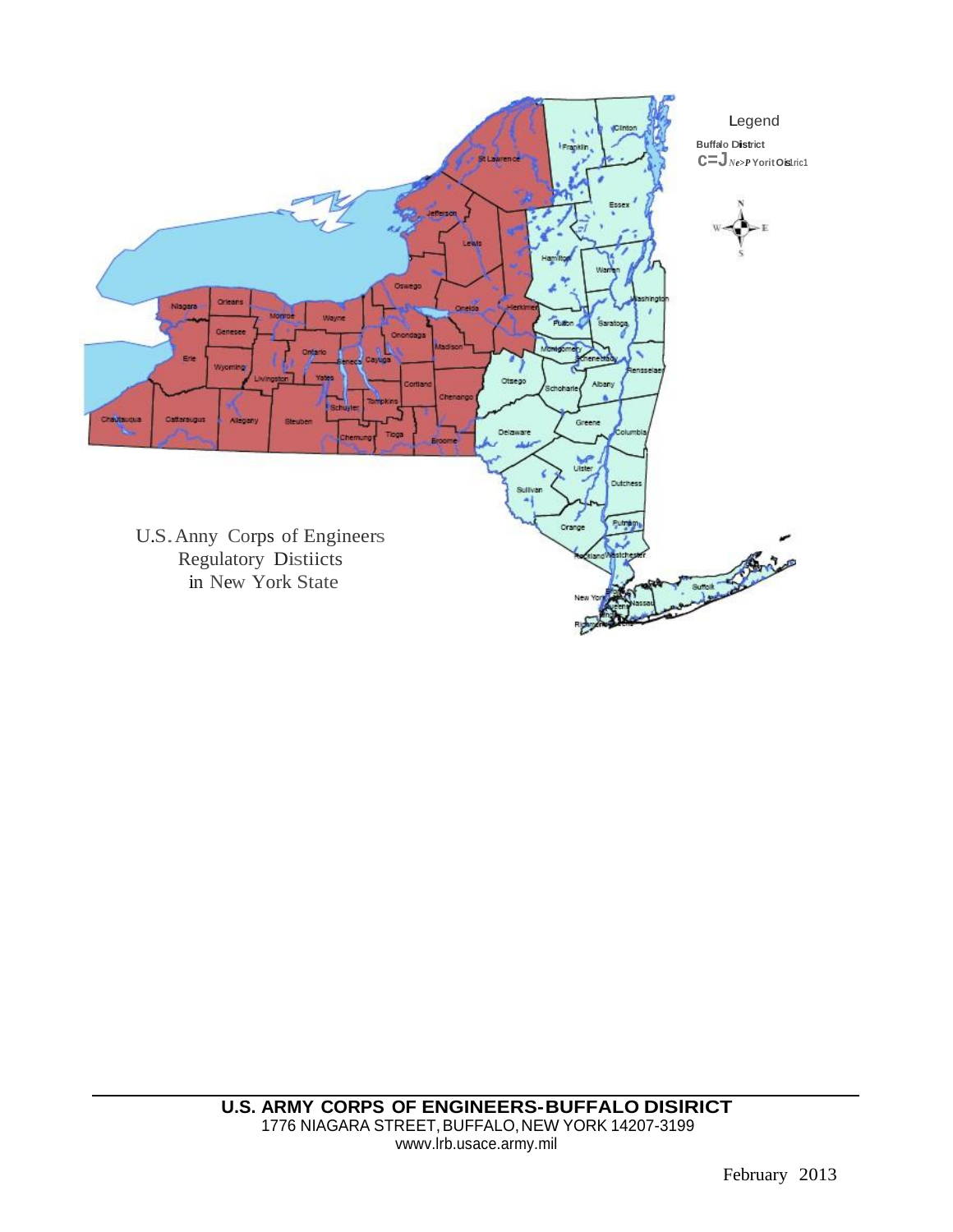U.S. Anny Corps of Engineers
Regulatory Distiicts
in New York State

Legend

Buffalo Diistrict

Ne>P Yorit Oistric1

**U.S. ARMY CORPS OF ENGINEERS-BUFFALO DISIRICT**
1776 NIAGARA STREET, BUFFALO, NEW YORK 14207-3199
vwwv.lrb.usace.army.mil

February 2013